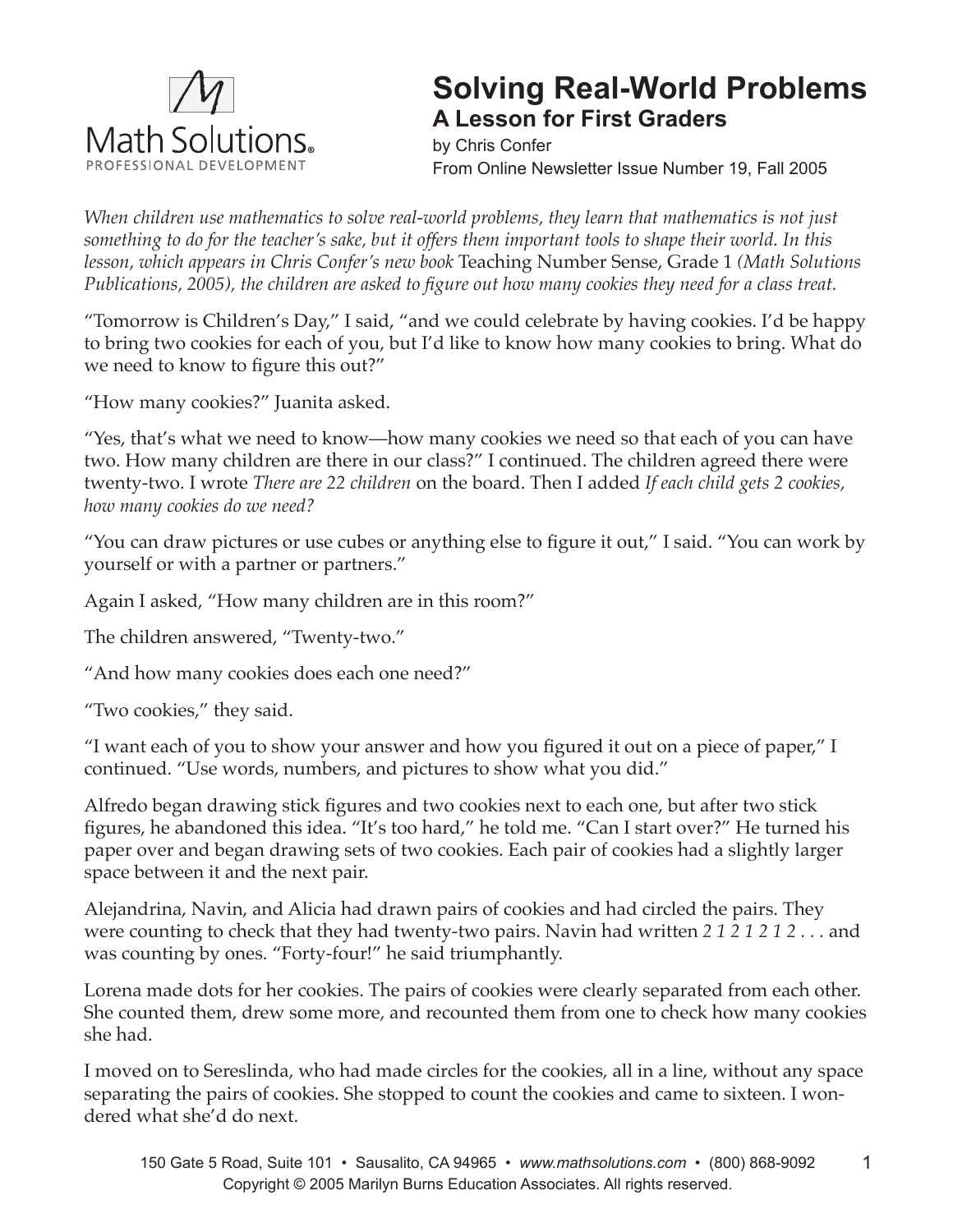Math Solutions®
PROFESSIONAL DEVELOPMENT

# Solving Real-World Problems

## A Lesson for First Graders

by Chris Confer
From Online Newsletter Issue Number 19, Fall 2005

*When children use mathematics to solve real-world problems, they learn that mathematics is not just something to do for the teacher's sake, but it offers them important tools to shape their world. In this lesson, which appears in Chris Confer's new book* Teaching Number Sense, Grade 1 *(Math Solutions Publications, 2005), the children are asked to figure out how many cookies they need for a class treat.*

"Tomorrow is Children's Day," I said, "and we could celebrate by having cookies. I'd be happy to bring two cookies for each of you, but I'd like to know how many cookies to bring. What do we need to know to figure this out?"

"How many cookies?" Juanita asked.

"Yes, that's what we need to know—how many cookies we need so that each of you can have two. How many children are there in our class?" I continued. The children agreed there were twenty-two. I wrote *There are 22 children* on the board. Then I added *If each child gets 2 cookies, how many cookies do we need?*

"You can draw pictures or use cubes or anything else to figure it out," I said. "You can work by yourself or with a partner or partners."

Again I asked, "How many children are in this room?"

The children answered, "Twenty-two."

"And how many cookies does each one need?"

"Two cookies," they said.

"I want each of you to show your answer and how you figured it out on a piece of paper," I continued. "Use words, numbers, and pictures to show what you did."

Alfredo began drawing stick figures and two cookies next to each one, but after two stick figures, he abandoned this idea. "It's too hard," he told me. "Can I start over?" He turned his paper over and began drawing sets of two cookies. Each pair of cookies had a slightly larger space between it and the next pair.

Alejandrina, Navin, and Alicia had drawn pairs of cookies and had circled the pairs. They were counting to check that they had twenty-two pairs. Navin had written *2 1 2 1 2 1 2 . . .* and was counting by ones. "Forty-four!" he said triumphantly.

Lorena made dots for her cookies. The pairs of cookies were clearly separated from each other. She counted them, drew some more, and recounted them from one to check how many cookies she had.

I moved on to Sereslinda, who had made circles for the cookies, all in a line, without any space separating the pairs of cookies. She stopped to count the cookies and came to sixteen. I wondered what she'd do next.

150 Gate 5 Road, Suite 101 • Sausalito, CA 94965 • www.mathsolutions.com • (800) 868-9092
Copyright © 2005 Marilyn Burns Education Associates. All rights reserved.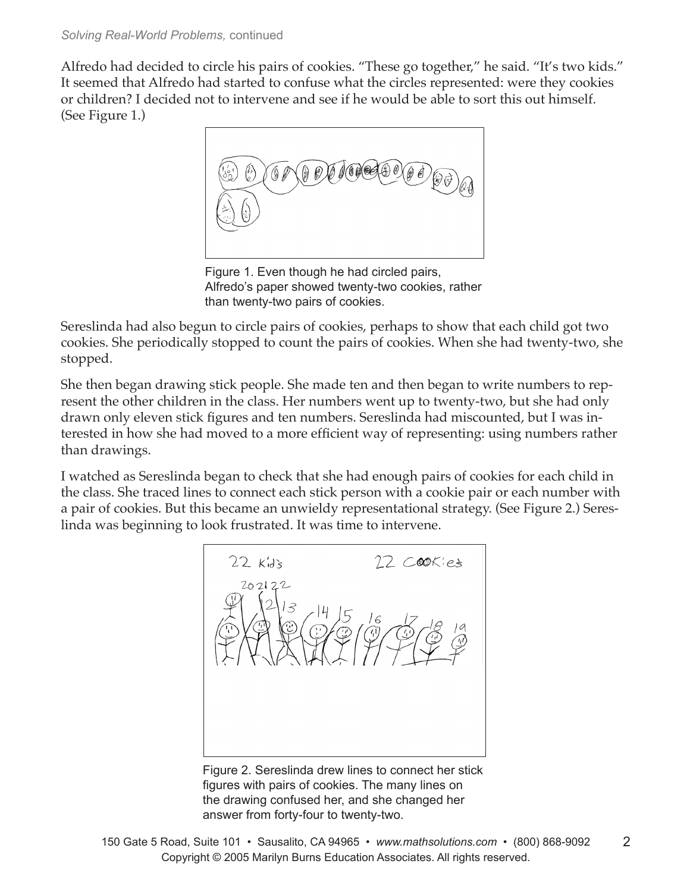Alfredo had decided to circle his pairs of cookies. "These go together," he said. "It's two kids." It seemed that Alfredo had started to confuse what the circles represented: were they cookies or children? I decided not to intervene and see if he would be able to sort this out himself. (See Figure 1.)

Figure 1. Even though he had circled pairs, Alfredo's paper showed twenty-two cookies, rather than twenty-two pairs of cookies.

Sereslinda had also begun to circle pairs of cookies, perhaps to show that each child got two cookies. She periodically stopped to count the pairs of cookies. When she had twenty-two, she stopped.

She then began drawing stick people. She made ten and then began to write numbers to represent the other children in the class. Her numbers went up to twenty-two, but she had only drawn only eleven stick figures and ten numbers. Sereslinda had miscounted, but I was interested in how she had moved to a more efficient way of representing: using numbers rather than drawings.

I watched as Sereslinda began to check that she had enough pairs of cookies for each child in the class. She traced lines to connect each stick person with a cookie pair or each number with a pair of cookies. But this became an unwieldy representational strategy. (See Figure 2.) Sereslinda was beginning to look frustrated. It was time to intervene.

Figure 2. Sereslinda drew lines to connect her stick figures with pairs of cookies. The many lines on the drawing confused her, and she changed her answer from forty-four to twenty-two.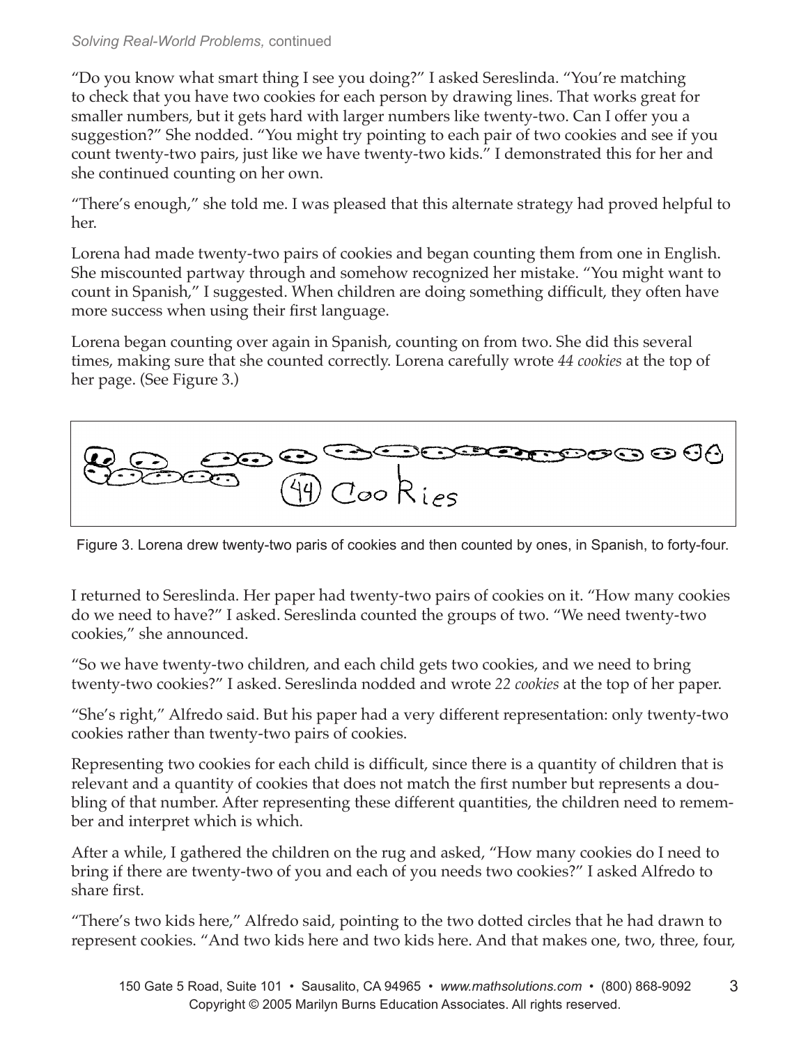*Solving Real-World Problems,* continued

"Do you know what smart thing I see you doing?" I asked Sereslinda. "You're matching to check that you have two cookies for each person by drawing lines. That works great for smaller numbers, but it gets hard with larger numbers like twenty-two. Can I offer you a suggestion?" She nodded. "You might try pointing to each pair of two cookies and see if you count twenty-two pairs, just like we have twenty-two kids." I demonstrated this for her and she continued counting on her own.

"There's enough," she told me. I was pleased that this alternate strategy had proved helpful to her.

Lorena had made twenty-two pairs of cookies and began counting them from one in English. She miscounted partway through and somehow recognized her mistake. "You might want to count in Spanish," I suggested. When children are doing something difficult, they often have more success when using their first language.

Lorena began counting over again in Spanish, counting on from two. She did this several times, making sure that she counted correctly. Lorena carefully wrote *44 cookies* at the top of her page. (See Figure 3.)

Figure 3. Lorena drew twenty-two paris of cookies and then counted by ones, in Spanish, to forty-four.

I returned to Sereslinda. Her paper had twenty-two pairs of cookies on it. "How many cookies do we need to have?" I asked. Sereslinda counted the groups of two. "We need twenty-two cookies," she announced.

"So we have twenty-two children, and each child gets two cookies, and we need to bring twenty-two cookies?" I asked. Sereslinda nodded and wrote *22 cookies* at the top of her paper.

"She's right," Alfredo said. But his paper had a very different representation: only twenty-two cookies rather than twenty-two pairs of cookies.

Representing two cookies for each child is difficult, since there is a quantity of children that is relevant and a quantity of cookies that does not match the first number but represents a doubling of that number. After representing these different quantities, the children need to remember and interpret which is which.

After a while, I gathered the children on the rug and asked, "How many cookies do I need to bring if there are twenty-two of you and each of you needs two cookies?" I asked Alfredo to share first.

"There's two kids here," Alfredo said, pointing to the two dotted circles that he had drawn to represent cookies. "And two kids here and two kids here. And that makes one, two, three, four,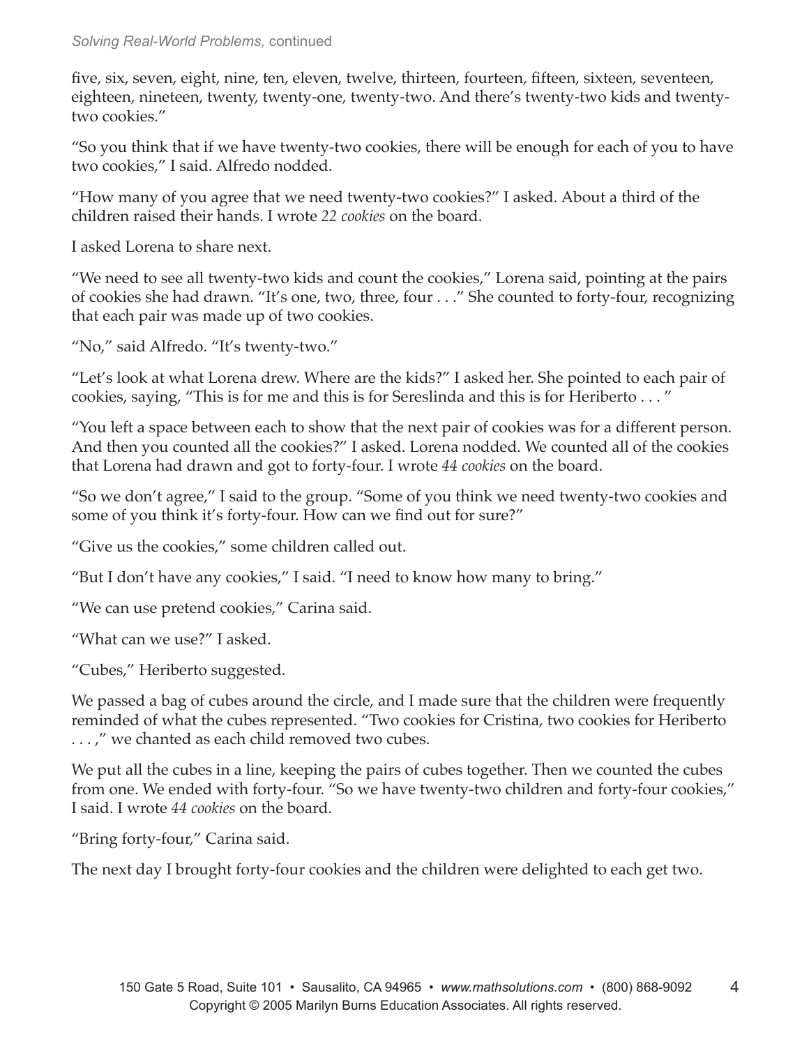five, six, seven, eight, nine, ten, eleven, twelve, thirteen, fourteen, fifteen, sixteen, seventeen, eighteen, nineteen, twenty, twenty-one, twenty-two. And there's twenty-two kids and twenty-two cookies."

"So you think that if we have twenty-two cookies, there will be enough for each of you to have two cookies," I said. Alfredo nodded.

"How many of you agree that we need twenty-two cookies?" I asked. About a third of the children raised their hands. I wrote *22 cookies* on the board.

I asked Lorena to share next.

"We need to see all twenty-two kids and count the cookies," Lorena said, pointing at the pairs of cookies she had drawn. "It's one, two, three, four . . ." She counted to forty-four, recognizing that each pair was made up of two cookies.

"No," said Alfredo. "It's twenty-two."

"Let's look at what Lorena drew. Where are the kids?" I asked her. She pointed to each pair of cookies, saying, "This is for me and this is for Sereslinda and this is for Heriberto . . . "

"You left a space between each to show that the next pair of cookies was for a different person. And then you counted all the cookies?" I asked. Lorena nodded. We counted all of the cookies that Lorena had drawn and got to forty-four. I wrote *44 cookies* on the board.

"So we don't agree," I said to the group. "Some of you think we need twenty-two cookies and some of you think it's forty-four. How can we find out for sure?"

"Give us the cookies," some children called out.

"But I don't have any cookies," I said. "I need to know how many to bring."

"We can use pretend cookies," Carina said.

"What can we use?" I asked.

"Cubes," Heriberto suggested.

We passed a bag of cubes around the circle, and I made sure that the children were frequently reminded of what the cubes represented. "Two cookies for Cristina, two cookies for Heriberto . . . ," we chanted as each child removed two cubes.

We put all the cubes in a line, keeping the pairs of cubes together. Then we counted the cubes from one. We ended with forty-four. "So we have twenty-two children and forty-four cookies," I said. I wrote *44 cookies* on the board.

"Bring forty-four," Carina said.

The next day I brought forty-four cookies and the children were delighted to each get two.